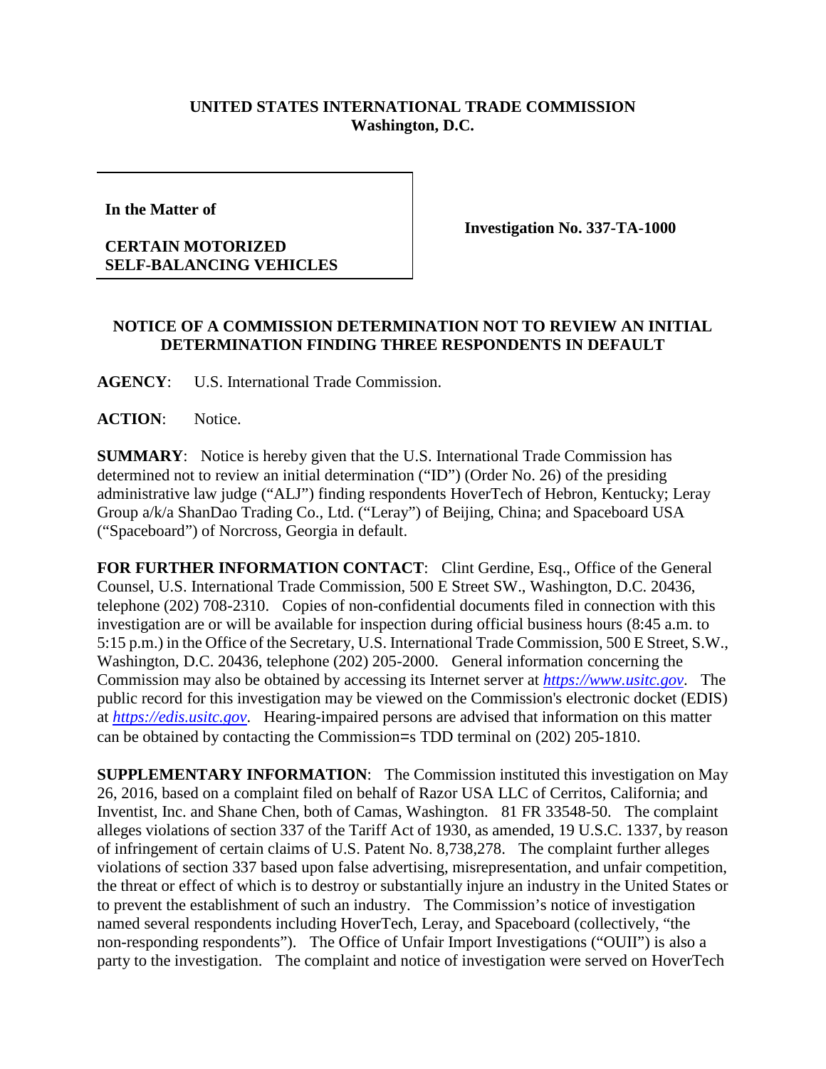**UNITED STATES INTERNATIONAL TRADE COMMISSION**
**Washington, D.C.**

| | |
|---|---|
| **In the Matter of**<br><br>**CERTAIN MOTORIZED SELF-BALANCING VEHICLES** | **Investigation No. 337-TA-1000** |

**NOTICE OF A COMMISSION DETERMINATION NOT TO REVIEW AN INITIAL DETERMINATION FINDING THREE RESPONDENTS IN DEFAULT**

**AGENCY**: U.S. International Trade Commission.

**ACTION**: Notice.

**SUMMARY**: Notice is hereby given that the U.S. International Trade Commission has determined not to review an initial determination ("ID") (Order No. 26) of the presiding administrative law judge ("ALJ") finding respondents HoverTech of Hebron, Kentucky; Leray Group a/k/a ShanDao Trading Co., Ltd. ("Leray") of Beijing, China; and Spaceboard USA ("Spaceboard") of Norcross, Georgia in default.

**FOR FURTHER INFORMATION CONTACT**: Clint Gerdine, Esq., Office of the General Counsel, U.S. International Trade Commission, 500 E Street SW., Washington, D.C. 20436, telephone (202) 708-2310. Copies of non-confidential documents filed in connection with this investigation are or will be available for inspection during official business hours (8:45 a.m. to 5:15 p.m.) in the Office of the Secretary, U.S. International Trade Commission, 500 E Street, S.W., Washington, D.C. 20436, telephone (202) 205-2000. General information concerning the Commission may also be obtained by accessing its Internet server at *https://www.usitc.gov*. The public record for this investigation may be viewed on the Commission's electronic docket (EDIS) at *https://edis.usitc.gov*. Hearing-impaired persons are advised that information on this matter can be obtained by contacting the Commission=s TDD terminal on (202) 205-1810.

**SUPPLEMENTARY INFORMATION**: The Commission instituted this investigation on May 26, 2016, based on a complaint filed on behalf of Razor USA LLC of Cerritos, California; and Inventist, Inc. and Shane Chen, both of Camas, Washington. 81 FR 33548-50. The complaint alleges violations of section 337 of the Tariff Act of 1930, as amended, 19 U.S.C. 1337, by reason of infringement of certain claims of U.S. Patent No. 8,738,278. The complaint further alleges violations of section 337 based upon false advertising, misrepresentation, and unfair competition, the threat or effect of which is to destroy or substantially injure an industry in the United States or to prevent the establishment of such an industry. The Commission's notice of investigation named several respondents including HoverTech, Leray, and Spaceboard (collectively, "the non-responding respondents"). The Office of Unfair Import Investigations ("OUII") is also a party to the investigation. The complaint and notice of investigation were served on HoverTech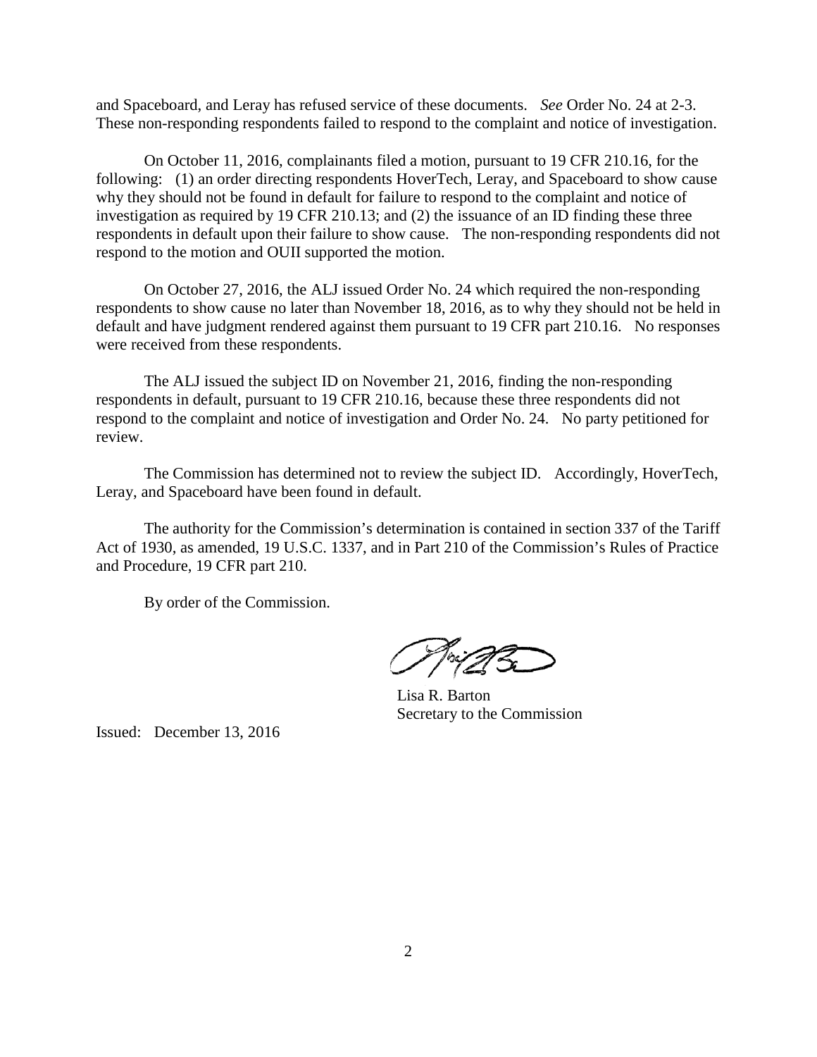and Spaceboard, and Leray has refused service of these documents. *See* Order No. 24 at 2-3. These non-responding respondents failed to respond to the complaint and notice of investigation.

On October 11, 2016, complainants filed a motion, pursuant to 19 CFR 210.16, for the following: (1) an order directing respondents HoverTech, Leray, and Spaceboard to show cause why they should not be found in default for failure to respond to the complaint and notice of investigation as required by 19 CFR 210.13; and (2) the issuance of an ID finding these three respondents in default upon their failure to show cause. The non-responding respondents did not respond to the motion and OUII supported the motion.

On October 27, 2016, the ALJ issued Order No. 24 which required the non-responding respondents to show cause no later than November 18, 2016, as to why they should not be held in default and have judgment rendered against them pursuant to 19 CFR part 210.16. No responses were received from these respondents.

The ALJ issued the subject ID on November 21, 2016, finding the non-responding respondents in default, pursuant to 19 CFR 210.16, because these three respondents did not respond to the complaint and notice of investigation and Order No. 24. No party petitioned for review.

The Commission has determined not to review the subject ID. Accordingly, HoverTech, Leray, and Spaceboard have been found in default.

The authority for the Commission's determination is contained in section 337 of the Tariff Act of 1930, as amended, 19 U.S.C. 1337, and in Part 210 of the Commission's Rules of Practice and Procedure, 19 CFR part 210.

By order of the Commission.

Lisa R. Barton
Secretary to the Commission

Issued: December 13, 2016